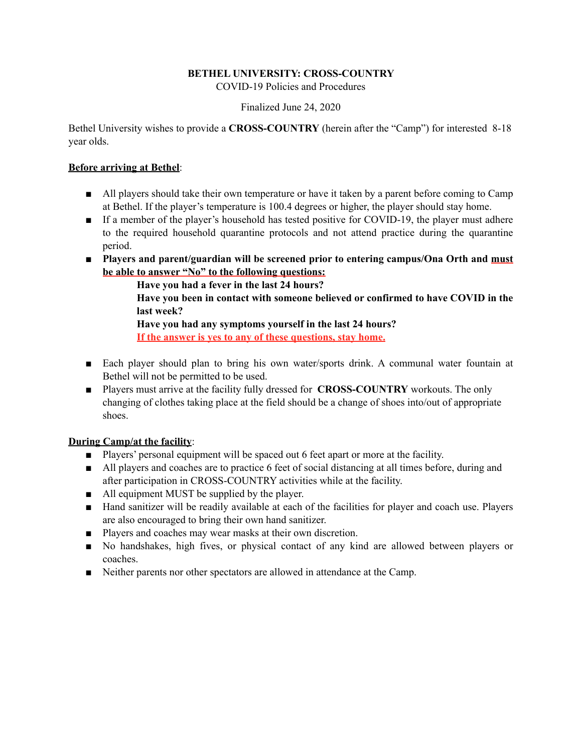**BETHEL UNIVERSITY: CROSS-COUNTRY**

COVID-19 Policies and Procedures

Finalized June 24, 2020

Bethel University wishes to provide a **CROSS-COUNTRY** (herein after the "Camp") for interested 8-18 year olds.

**Before arriving at Bethel**:

- All players should take their own temperature or have it taken by a parent before coming to Camp at Bethel. If the player's temperature is 100.4 degrees or higher, the player should stay home.
- If a member of the player's household has tested positive for COVID-19, the player must adhere to the required household quarantine protocols and not attend practice during the quarantine period.
- **Players and parent/guardian will be screened prior to entering campus/Ona Orth and must be able to answer "No" to the following questions:**
  - **Have you had a fever in the last 24 hours?**
  - **Have you been in contact with someone believed or confirmed to have COVID in the last week?**
  - **Have you had any symptoms yourself in the last 24 hours?**
  - **If the answer is yes to any of these questions, stay home.**
- Each player should plan to bring his own water/sports drink. A communal water fountain at Bethel will not be permitted to be used.
- Players must arrive at the facility fully dressed for **CROSS-COUNTRY** workouts. The only changing of clothes taking place at the field should be a change of shoes into/out of appropriate shoes.

**During Camp/at the facility**:

- Players' personal equipment will be spaced out 6 feet apart or more at the facility.
- All players and coaches are to practice 6 feet of social distancing at all times before, during and after participation in CROSS-COUNTRY activities while at the facility.
- All equipment MUST be supplied by the player.
- Hand sanitizer will be readily available at each of the facilities for player and coach use. Players are also encouraged to bring their own hand sanitizer.
- Players and coaches may wear masks at their own discretion.
- No handshakes, high fives, or physical contact of any kind are allowed between players or coaches.
- Neither parents nor other spectators are allowed in attendance at the Camp.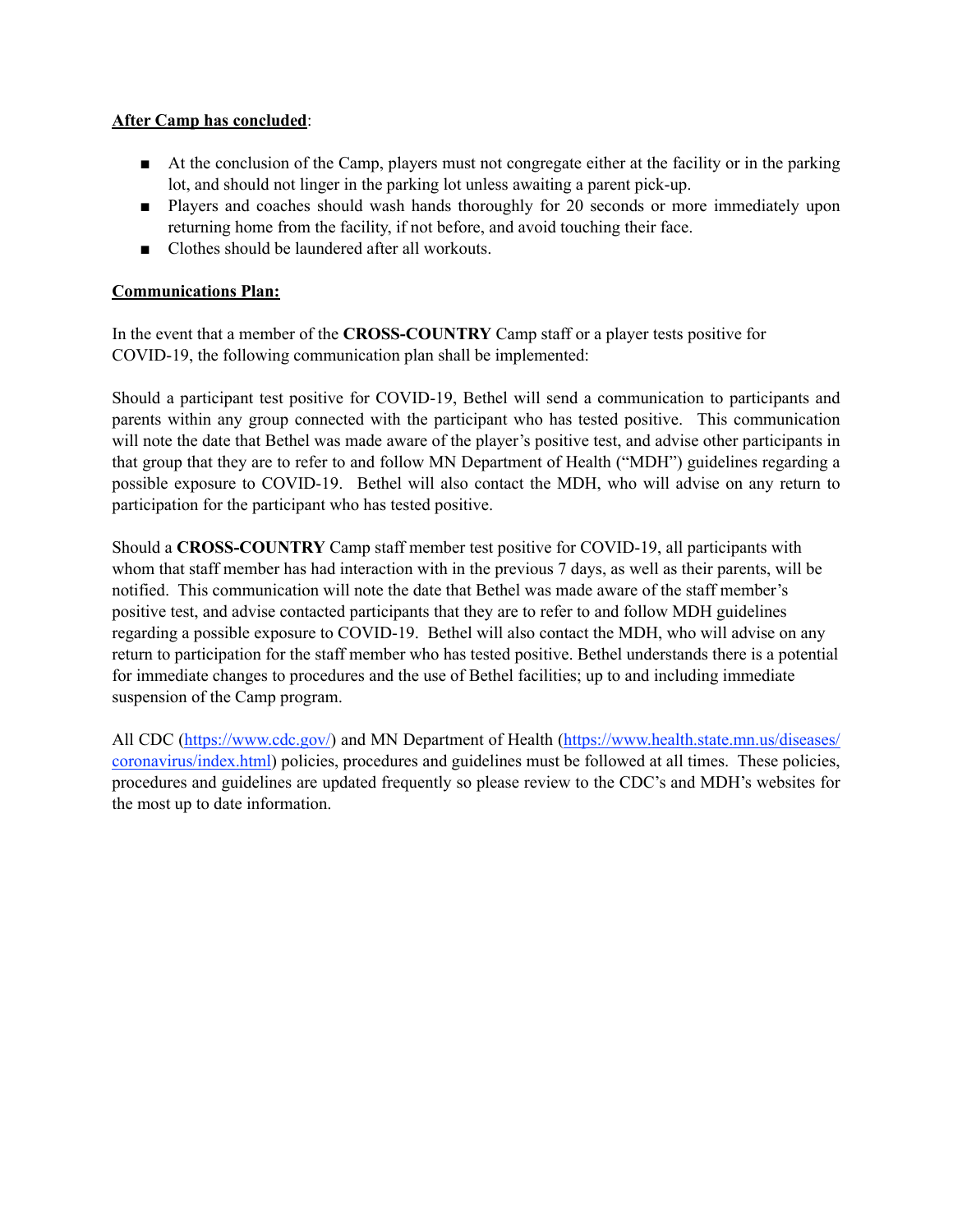**<u>After Camp has concluded</u>**:

- At the conclusion of the Camp, players must not congregate either at the facility or in the parking lot, and should not linger in the parking lot unless awaiting a parent pick-up.
- Players and coaches should wash hands thoroughly for 20 seconds or more immediately upon returning home from the facility, if not before, and avoid touching their face.
- Clothes should be laundered after all workouts.

**<u>Communications Plan:</u>**

In the event that a member of the **CROSS-COUNTRY** Camp staff or a player tests positive for COVID-19, the following communication plan shall be implemented:

Should a participant test positive for COVID-19, Bethel will send a communication to participants and parents within any group connected with the participant who has tested positive. This communication will note the date that Bethel was made aware of the player's positive test, and advise other participants in that group that they are to refer to and follow MN Department of Health ("MDH") guidelines regarding a possible exposure to COVID-19. Bethel will also contact the MDH, who will advise on any return to participation for the participant who has tested positive.

Should a **CROSS-COUNTRY** Camp staff member test positive for COVID-19, all participants with whom that staff member has had interaction with in the previous 7 days, as well as their parents, will be notified. This communication will note the date that Bethel was made aware of the staff member's positive test, and advise contacted participants that they are to refer to and follow MDH guidelines regarding a possible exposure to COVID-19. Bethel will also contact the MDH, who will advise on any return to participation for the staff member who has tested positive. Bethel understands there is a potential for immediate changes to procedures and the use of Bethel facilities; up to and including immediate suspension of the Camp program.

All CDC (https://www.cdc.gov/) and MN Department of Health (https://www.health.state.mn.us/diseases/coronavirus/index.html) policies, procedures and guidelines must be followed at all times. These policies, procedures and guidelines are updated frequently so please review to the CDC's and MDH's websites for the most up to date information.